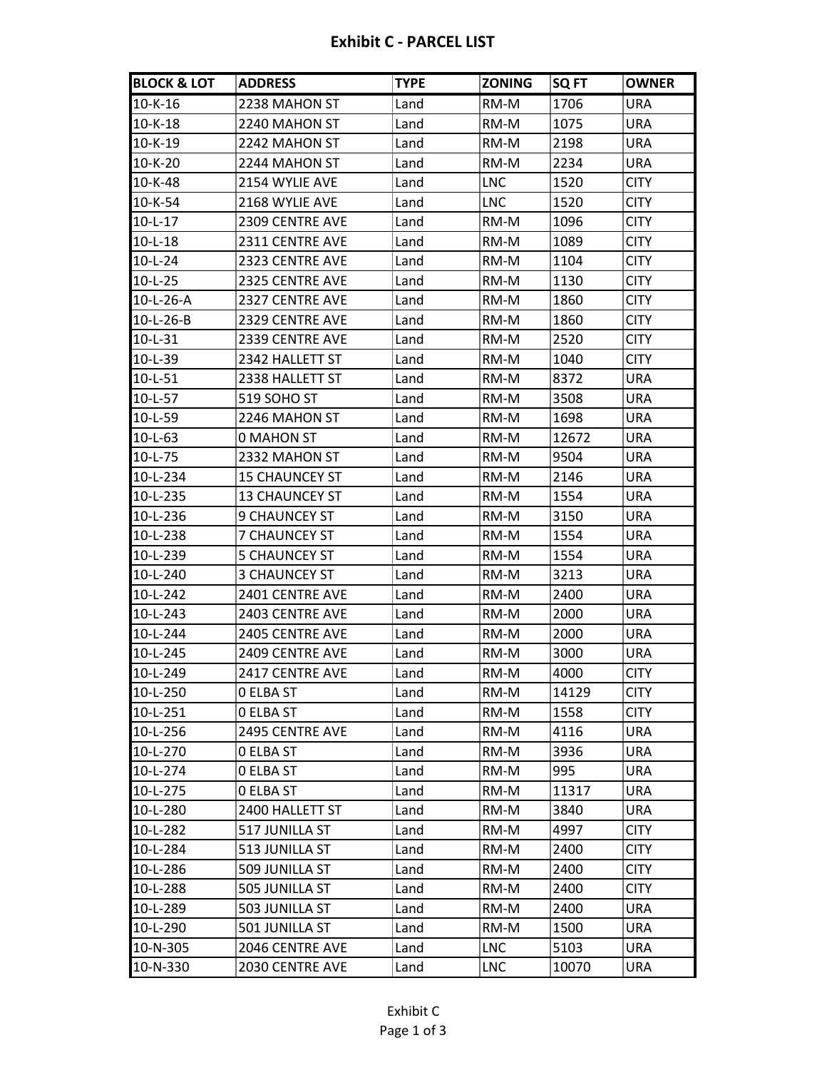# Exhibit C - PARCEL LIST

| BLOCK & LOT | ADDRESS | TYPE | ZONING | SQ FT | OWNER |
|---|---|---|---|---|---|
| 10-K-16 | 2238 MAHON ST | Land | RM-M | 1706 | URA |
| 10-K-18 | 2240 MAHON ST | Land | RM-M | 1075 | URA |
| 10-K-19 | 2242 MAHON ST | Land | RM-M | 2198 | URA |
| 10-K-20 | 2244 MAHON ST | Land | RM-M | 2234 | URA |
| 10-K-48 | 2154 WYLIE AVE | Land | LNC | 1520 | CITY |
| 10-K-54 | 2168 WYLIE AVE | Land | LNC | 1520 | CITY |
| 10-L-17 | 2309 CENTRE AVE | Land | RM-M | 1096 | CITY |
| 10-L-18 | 2311 CENTRE AVE | Land | RM-M | 1089 | CITY |
| 10-L-24 | 2323 CENTRE AVE | Land | RM-M | 1104 | CITY |
| 10-L-25 | 2325 CENTRE AVE | Land | RM-M | 1130 | CITY |
| 10-L-26-A | 2327 CENTRE AVE | Land | RM-M | 1860 | CITY |
| 10-L-26-B | 2329 CENTRE AVE | Land | RM-M | 1860 | CITY |
| 10-L-31 | 2339 CENTRE AVE | Land | RM-M | 2520 | CITY |
| 10-L-39 | 2342 HALLETT ST | Land | RM-M | 1040 | CITY |
| 10-L-51 | 2338 HALLETT ST | Land | RM-M | 8372 | URA |
| 10-L-57 | 519 SOHO ST | Land | RM-M | 3508 | URA |
| 10-L-59 | 2246 MAHON ST | Land | RM-M | 1698 | URA |
| 10-L-63 | 0 MAHON ST | Land | RM-M | 12672 | URA |
| 10-L-75 | 2332 MAHON ST | Land | RM-M | 9504 | URA |
| 10-L-234 | 15 CHAUNCEY ST | Land | RM-M | 2146 | URA |
| 10-L-235 | 13 CHAUNCEY ST | Land | RM-M | 1554 | URA |
| 10-L-236 | 9 CHAUNCEY ST | Land | RM-M | 3150 | URA |
| 10-L-238 | 7 CHAUNCEY ST | Land | RM-M | 1554 | URA |
| 10-L-239 | 5 CHAUNCEY ST | Land | RM-M | 1554 | URA |
| 10-L-240 | 3 CHAUNCEY ST | Land | RM-M | 3213 | URA |
| 10-L-242 | 2401 CENTRE AVE | Land | RM-M | 2400 | URA |
| 10-L-243 | 2403 CENTRE AVE | Land | RM-M | 2000 | URA |
| 10-L-244 | 2405 CENTRE AVE | Land | RM-M | 2000 | URA |
| 10-L-245 | 2409 CENTRE AVE | Land | RM-M | 3000 | URA |
| 10-L-249 | 2417 CENTRE AVE | Land | RM-M | 4000 | CITY |
| 10-L-250 | 0 ELBA ST | Land | RM-M | 14129 | CITY |
| 10-L-251 | 0 ELBA ST | Land | RM-M | 1558 | CITY |
| 10-L-256 | 2495 CENTRE AVE | Land | RM-M | 4116 | URA |
| 10-L-270 | 0 ELBA ST | Land | RM-M | 3936 | URA |
| 10-L-274 | 0 ELBA ST | Land | RM-M | 995 | URA |
| 10-L-275 | 0 ELBA ST | Land | RM-M | 11317 | URA |
| 10-L-280 | 2400 HALLETT ST | Land | RM-M | 3840 | URA |
| 10-L-282 | 517 JUNILLA ST | Land | RM-M | 4997 | CITY |
| 10-L-284 | 513 JUNILLA ST | Land | RM-M | 2400 | CITY |
| 10-L-286 | 509 JUNILLA ST | Land | RM-M | 2400 | CITY |
| 10-L-288 | 505 JUNILLA ST | Land | RM-M | 2400 | CITY |
| 10-L-289 | 503 JUNILLA ST | Land | RM-M | 2400 | URA |
| 10-L-290 | 501 JUNILLA ST | Land | RM-M | 1500 | URA |
| 10-N-305 | 2046 CENTRE AVE | Land | LNC | 5103 | URA |
| 10-N-330 | 2030 CENTRE AVE | Land | LNC | 10070 | URA |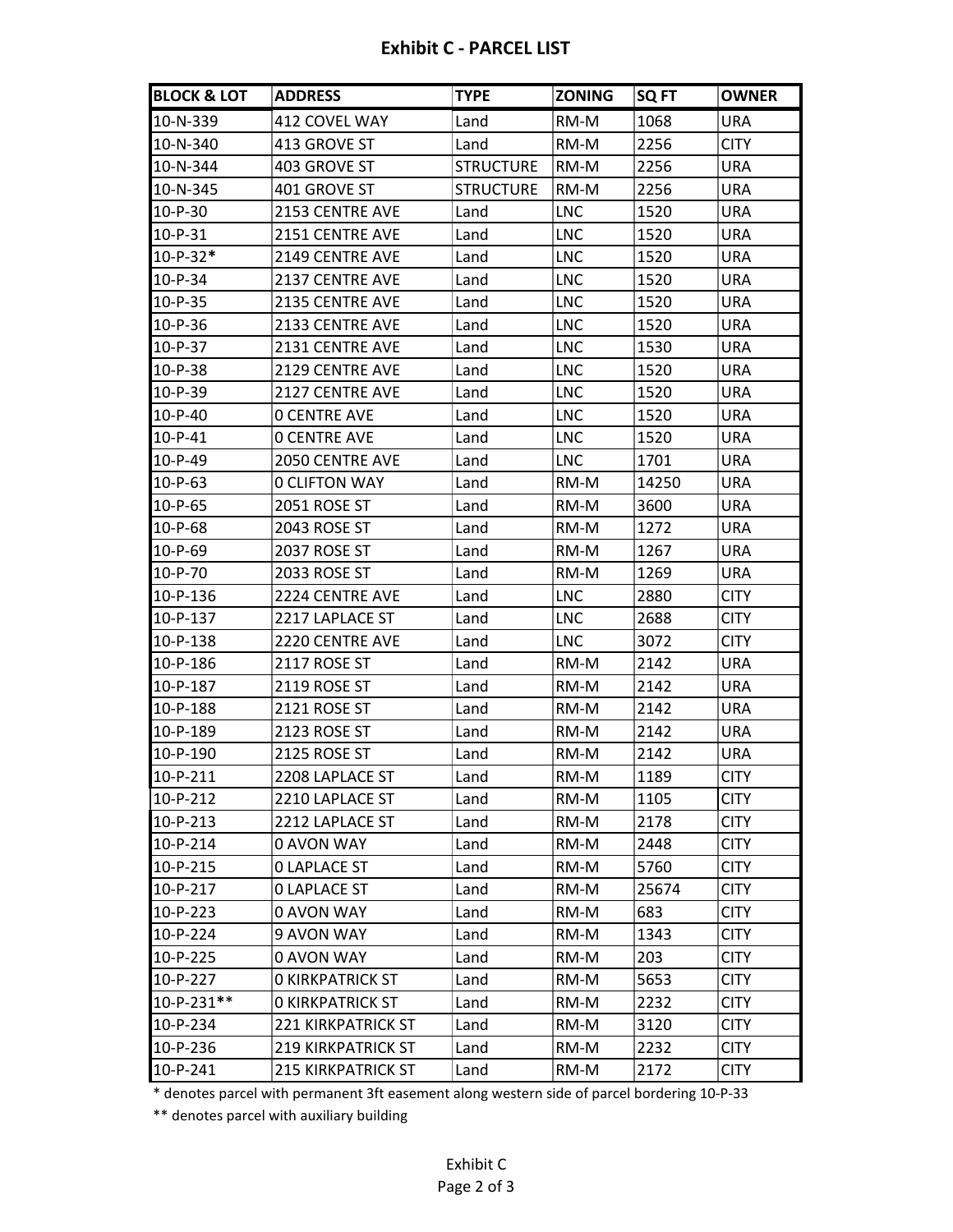## Exhibit C - PARCEL LIST

| BLOCK & LOT | ADDRESS | TYPE | ZONING | SQ FT | OWNER |
|---|---|---|---|---|---|
| 10-N-339 | 412 COVEL WAY | Land | RM-M | 1068 | URA |
| 10-N-340 | 413 GROVE ST | Land | RM-M | 2256 | CITY |
| 10-N-344 | 403 GROVE ST | STRUCTURE | RM-M | 2256 | URA |
| 10-N-345 | 401 GROVE ST | STRUCTURE | RM-M | 2256 | URA |
| 10-P-30 | 2153 CENTRE AVE | Land | LNC | 1520 | URA |
| 10-P-31 | 2151 CENTRE AVE | Land | LNC | 1520 | URA |
| 10-P-32* | 2149 CENTRE AVE | Land | LNC | 1520 | URA |
| 10-P-34 | 2137 CENTRE AVE | Land | LNC | 1520 | URA |
| 10-P-35 | 2135 CENTRE AVE | Land | LNC | 1520 | URA |
| 10-P-36 | 2133 CENTRE AVE | Land | LNC | 1520 | URA |
| 10-P-37 | 2131 CENTRE AVE | Land | LNC | 1530 | URA |
| 10-P-38 | 2129 CENTRE AVE | Land | LNC | 1520 | URA |
| 10-P-39 | 2127 CENTRE AVE | Land | LNC | 1520 | URA |
| 10-P-40 | 0 CENTRE AVE | Land | LNC | 1520 | URA |
| 10-P-41 | 0 CENTRE AVE | Land | LNC | 1520 | URA |
| 10-P-49 | 2050 CENTRE AVE | Land | LNC | 1701 | URA |
| 10-P-63 | 0 CLIFTON WAY | Land | RM-M | 14250 | URA |
| 10-P-65 | 2051 ROSE ST | Land | RM-M | 3600 | URA |
| 10-P-68 | 2043 ROSE ST | Land | RM-M | 1272 | URA |
| 10-P-69 | 2037 ROSE ST | Land | RM-M | 1267 | URA |
| 10-P-70 | 2033 ROSE ST | Land | RM-M | 1269 | URA |
| 10-P-136 | 2224 CENTRE AVE | Land | LNC | 2880 | CITY |
| 10-P-137 | 2217 LAPLACE ST | Land | LNC | 2688 | CITY |
| 10-P-138 | 2220 CENTRE AVE | Land | LNC | 3072 | CITY |
| 10-P-186 | 2117 ROSE ST | Land | RM-M | 2142 | URA |
| 10-P-187 | 2119 ROSE ST | Land | RM-M | 2142 | URA |
| 10-P-188 | 2121 ROSE ST | Land | RM-M | 2142 | URA |
| 10-P-189 | 2123 ROSE ST | Land | RM-M | 2142 | URA |
| 10-P-190 | 2125 ROSE ST | Land | RM-M | 2142 | URA |
| 10-P-211 | 2208 LAPLACE ST | Land | RM-M | 1189 | CITY |
| 10-P-212 | 2210 LAPLACE ST | Land | RM-M | 1105 | CITY |
| 10-P-213 | 2212 LAPLACE ST | Land | RM-M | 2178 | CITY |
| 10-P-214 | 0 AVON WAY | Land | RM-M | 2448 | CITY |
| 10-P-215 | 0 LAPLACE ST | Land | RM-M | 5760 | CITY |
| 10-P-217 | 0 LAPLACE ST | Land | RM-M | 25674 | CITY |
| 10-P-223 | 0 AVON WAY | Land | RM-M | 683 | CITY |
| 10-P-224 | 9 AVON WAY | Land | RM-M | 1343 | CITY |
| 10-P-225 | 0 AVON WAY | Land | RM-M | 203 | CITY |
| 10-P-227 | 0 KIRKPATRICK ST | Land | RM-M | 5653 | CITY |
| 10-P-231** | 0 KIRKPATRICK ST | Land | RM-M | 2232 | CITY |
| 10-P-234 | 221 KIRKPATRICK ST | Land | RM-M | 3120 | CITY |
| 10-P-236 | 219 KIRKPATRICK ST | Land | RM-M | 2232 | CITY |
| 10-P-241 | 215 KIRKPATRICK ST | Land | RM-M | 2172 | CITY |

\* denotes parcel with permanent 3ft easement along western side of parcel bordering 10-P-33

** denotes parcel with auxiliary building

Exhibit C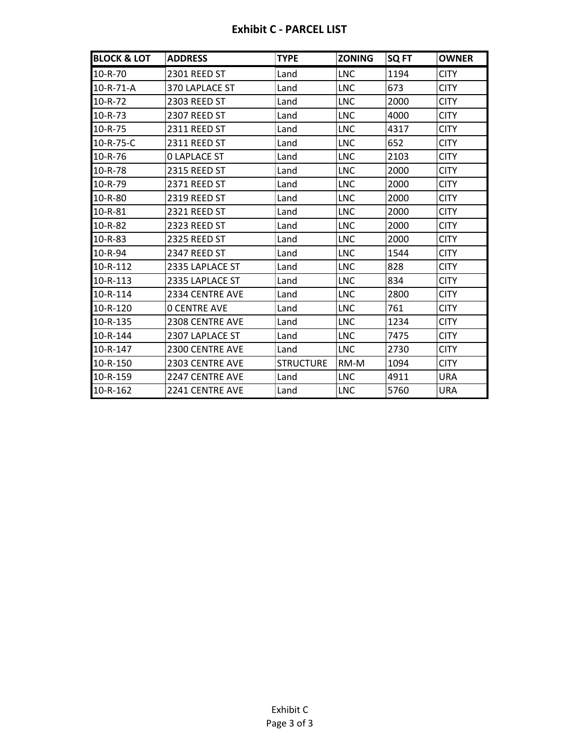# Exhibit C - PARCEL LIST

| BLOCK & LOT | ADDRESS | TYPE | ZONING | SQ FT | OWNER |
|---|---|---|---|---|---|
| 10-R-70 | 2301 REED ST | Land | LNC | 1194 | CITY |
| 10-R-71-A | 370 LAPLACE ST | Land | LNC | 673 | CITY |
| 10-R-72 | 2303 REED ST | Land | LNC | 2000 | CITY |
| 10-R-73 | 2307 REED ST | Land | LNC | 4000 | CITY |
| 10-R-75 | 2311 REED ST | Land | LNC | 4317 | CITY |
| 10-R-75-C | 2311 REED ST | Land | LNC | 652 | CITY |
| 10-R-76 | 0 LAPLACE ST | Land | LNC | 2103 | CITY |
| 10-R-78 | 2315 REED ST | Land | LNC | 2000 | CITY |
| 10-R-79 | 2371 REED ST | Land | LNC | 2000 | CITY |
| 10-R-80 | 2319 REED ST | Land | LNC | 2000 | CITY |
| 10-R-81 | 2321 REED ST | Land | LNC | 2000 | CITY |
| 10-R-82 | 2323 REED ST | Land | LNC | 2000 | CITY |
| 10-R-83 | 2325 REED ST | Land | LNC | 2000 | CITY |
| 10-R-94 | 2347 REED ST | Land | LNC | 1544 | CITY |
| 10-R-112 | 2335 LAPLACE ST | Land | LNC | 828 | CITY |
| 10-R-113 | 2335 LAPLACE ST | Land | LNC | 834 | CITY |
| 10-R-114 | 2334 CENTRE AVE | Land | LNC | 2800 | CITY |
| 10-R-120 | 0 CENTRE AVE | Land | LNC | 761 | CITY |
| 10-R-135 | 2308 CENTRE AVE | Land | LNC | 1234 | CITY |
| 10-R-144 | 2307 LAPLACE ST | Land | LNC | 7475 | CITY |
| 10-R-147 | 2300 CENTRE AVE | Land | LNC | 2730 | CITY |
| 10-R-150 | 2303 CENTRE AVE | STRUCTURE | RM-M | 1094 | CITY |
| 10-R-159 | 2247 CENTRE AVE | Land | LNC | 4911 | URA |
| 10-R-162 | 2241 CENTRE AVE | Land | LNC | 5760 | URA |